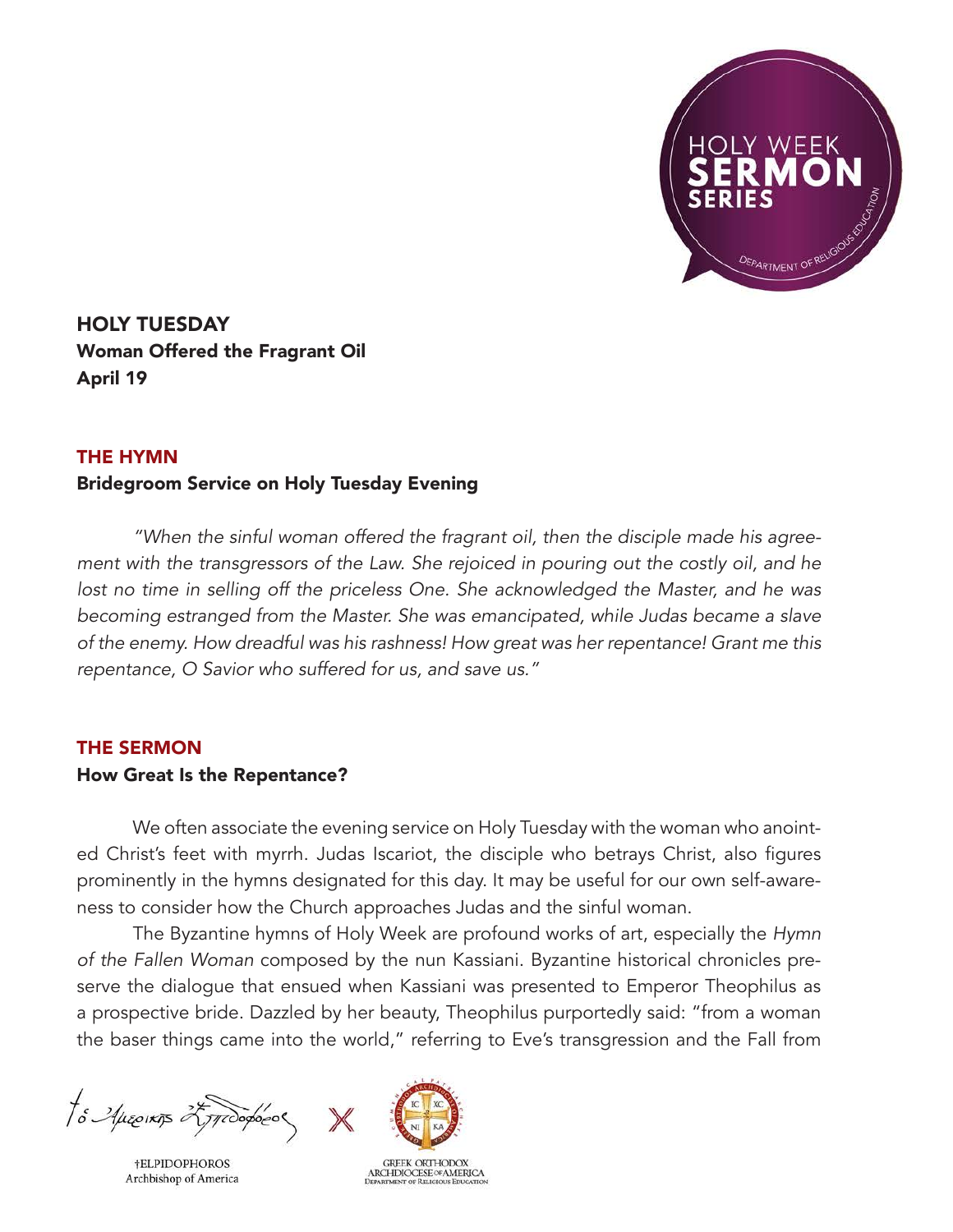HOLY WEEK SERMON SERIES

# HOLY TUESDAY

**Woman Offered the Fragrant Oil**

**April 19**

## THE HYMN

**Bridegroom Service on Holy Tuesday Evening**

*"When the sinful woman offered the fragrant oil, then the disciple made his agreement with the transgressors of the Law. She rejoiced in pouring out the costly oil, and he lost no time in selling off the priceless One. She acknowledged the Master, and he was becoming estranged from the Master. She was emancipated, while Judas became a slave of the enemy. How dreadful was his rashness! How great was her repentance! Grant me this repentance, O Savior who suffered for us, and save us."*

## THE SERMON

**How Great Is the Repentance?**

We often associate the evening service on Holy Tuesday with the woman who anointed Christ's feet with myrrh. Judas Iscariot, the disciple who betrays Christ, also figures prominently in the hymns designated for this day. It may be useful for our own self-awareness to consider how the Church approaches Judas and the sinful woman.

The Byzantine hymns of Holy Week are profound works of art, especially the *Hymn of the Fallen Woman* composed by the nun Kassiani. Byzantine historical chronicles preserve the dialogue that ensued when Kassiani was presented to Emperor Theophilus as a prospective bride. Dazzled by her beauty, Theophilus purportedly said: "from a woman the baser things came into the world," referring to Eve's transgression and the Fall from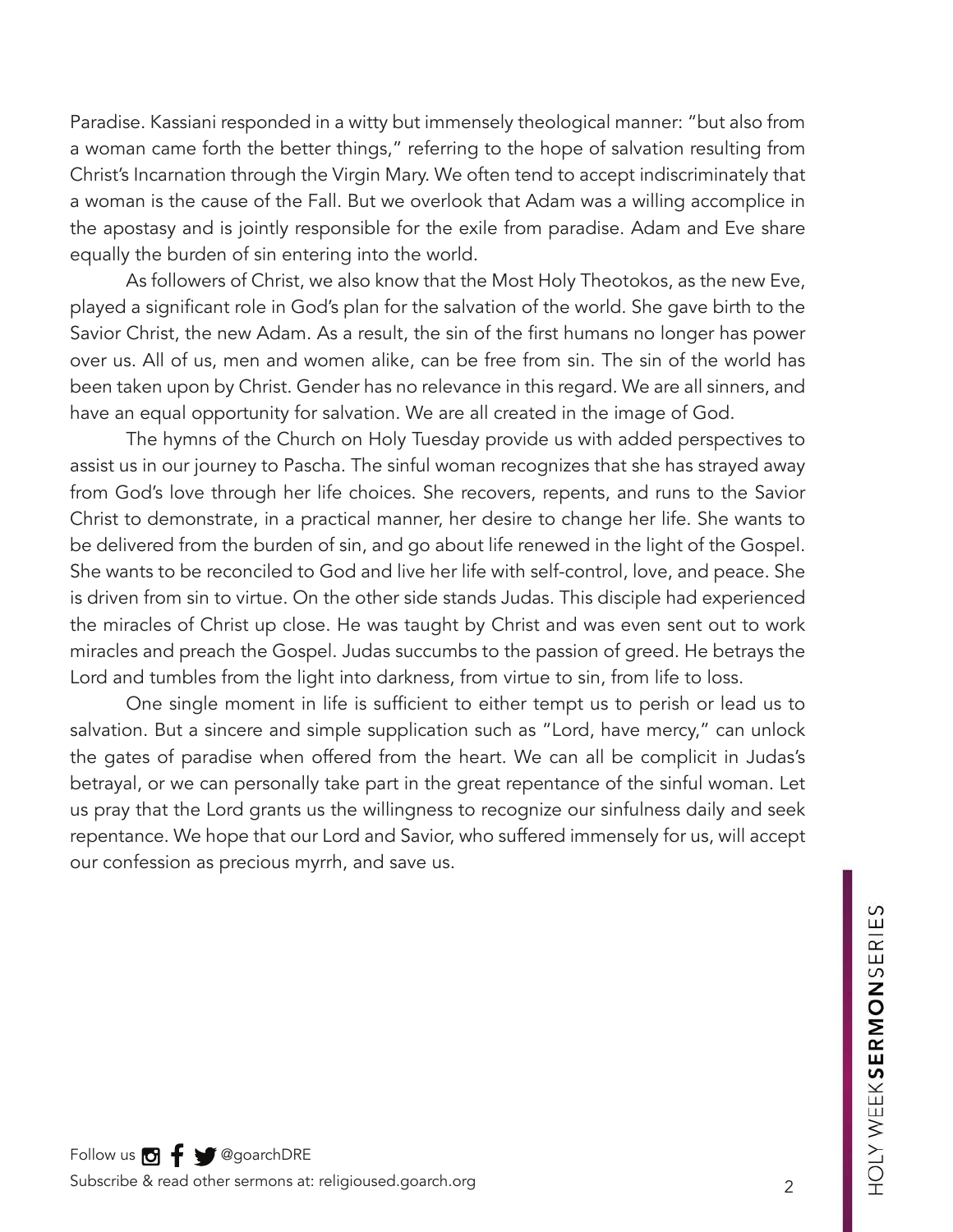Paradise. Kassiani responded in a witty but immensely theological manner: "but also from a woman came forth the better things," referring to the hope of salvation resulting from Christ's Incarnation through the Virgin Mary. We often tend to accept indiscriminately that a woman is the cause of the Fall. But we overlook that Adam was a willing accomplice in the apostasy and is jointly responsible for the exile from paradise. Adam and Eve share equally the burden of sin entering into the world.

As followers of Christ, we also know that the Most Holy Theotokos, as the new Eve, played a significant role in God's plan for the salvation of the world. She gave birth to the Savior Christ, the new Adam. As a result, the sin of the first humans no longer has power over us. All of us, men and women alike, can be free from sin. The sin of the world has been taken upon by Christ. Gender has no relevance in this regard. We are all sinners, and have an equal opportunity for salvation. We are all created in the image of God.

The hymns of the Church on Holy Tuesday provide us with added perspectives to assist us in our journey to Pascha. The sinful woman recognizes that she has strayed away from God's love through her life choices. She recovers, repents, and runs to the Savior Christ to demonstrate, in a practical manner, her desire to change her life. She wants to be delivered from the burden of sin, and go about life renewed in the light of the Gospel. She wants to be reconciled to God and live her life with self-control, love, and peace. She is driven from sin to virtue. On the other side stands Judas. This disciple had experienced the miracles of Christ up close. He was taught by Christ and was even sent out to work miracles and preach the Gospel. Judas succumbs to the passion of greed. He betrays the Lord and tumbles from the light into darkness, from virtue to sin, from life to loss.

One single moment in life is sufficient to either tempt us to perish or lead us to salvation. But a sincere and simple supplication such as "Lord, have mercy," can unlock the gates of paradise when offered from the heart. We can all be complicit in Judas's betrayal, or we can personally take part in the great repentance of the sinful woman. Let us pray that the Lord grants us the willingness to recognize our sinfulness daily and seek repentance. We hope that our Lord and Savior, who suffered immensely for us, will accept our confession as precious myrrh, and save us.

Follow us @goarchDRE
Subscribe & read other sermons at: religiousedu.goarch.org